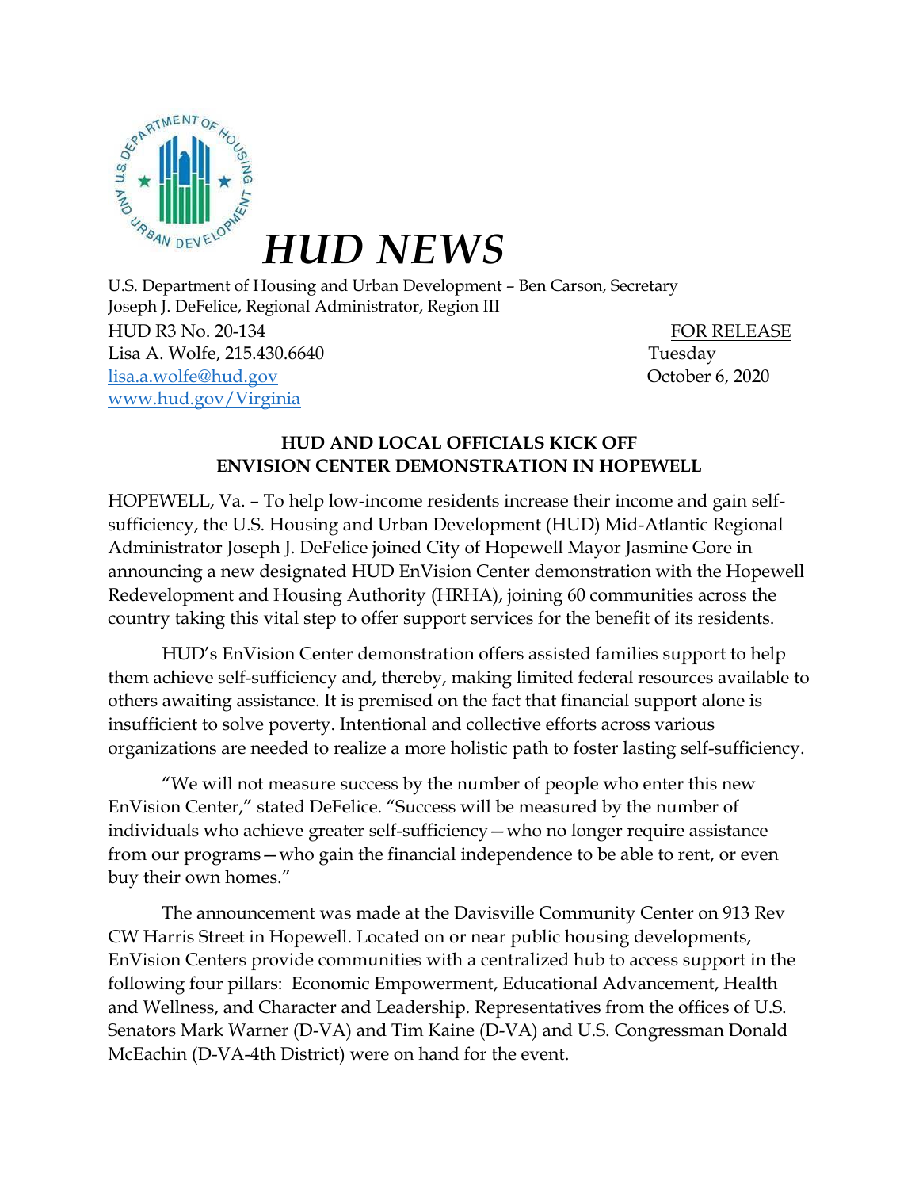# HUD NEWS

U.S. Department of Housing and Urban Development – Ben Carson, Secretary
Joseph J. DeFelice, Regional Administrator, Region III

HUD R3 No. 20-134
Lisa A. Wolfe, 215.430.6640
lisa.a.wolfe@hud.gov
www.hud.gov/Virginia

FOR RELEASE
Tuesday
October 6, 2020

**HUD AND LOCAL OFFICIALS KICK OFF ENVISION CENTER DEMONSTRATION IN HOPEWELL**

HOPEWELL, Va. – To help low-income residents increase their income and gain self-sufficiency, the U.S. Housing and Urban Development (HUD) Mid-Atlantic Regional Administrator Joseph J. DeFelice joined City of Hopewell Mayor Jasmine Gore in announcing a new designated HUD EnVision Center demonstration with the Hopewell Redevelopment and Housing Authority (HRHA), joining 60 communities across the country taking this vital step to offer support services for the benefit of its residents.

HUD's EnVision Center demonstration offers assisted families support to help them achieve self-sufficiency and, thereby, making limited federal resources available to others awaiting assistance. It is premised on the fact that financial support alone is insufficient to solve poverty. Intentional and collective efforts across various organizations are needed to realize a more holistic path to foster lasting self-sufficiency.

"We will not measure success by the number of people who enter this new EnVision Center," stated DeFelice. "Success will be measured by the number of individuals who achieve greater self-sufficiency—who no longer require assistance from our programs—who gain the financial independence to be able to rent, or even buy their own homes."

The announcement was made at the Davisville Community Center on 913 Rev CW Harris Street in Hopewell. Located on or near public housing developments, EnVision Centers provide communities with a centralized hub to access support in the following four pillars: Economic Empowerment, Educational Advancement, Health and Wellness, and Character and Leadership. Representatives from the offices of U.S. Senators Mark Warner (D-VA) and Tim Kaine (D-VA) and U.S. Congressman Donald McEachin (D-VA-4th District) were on hand for the event.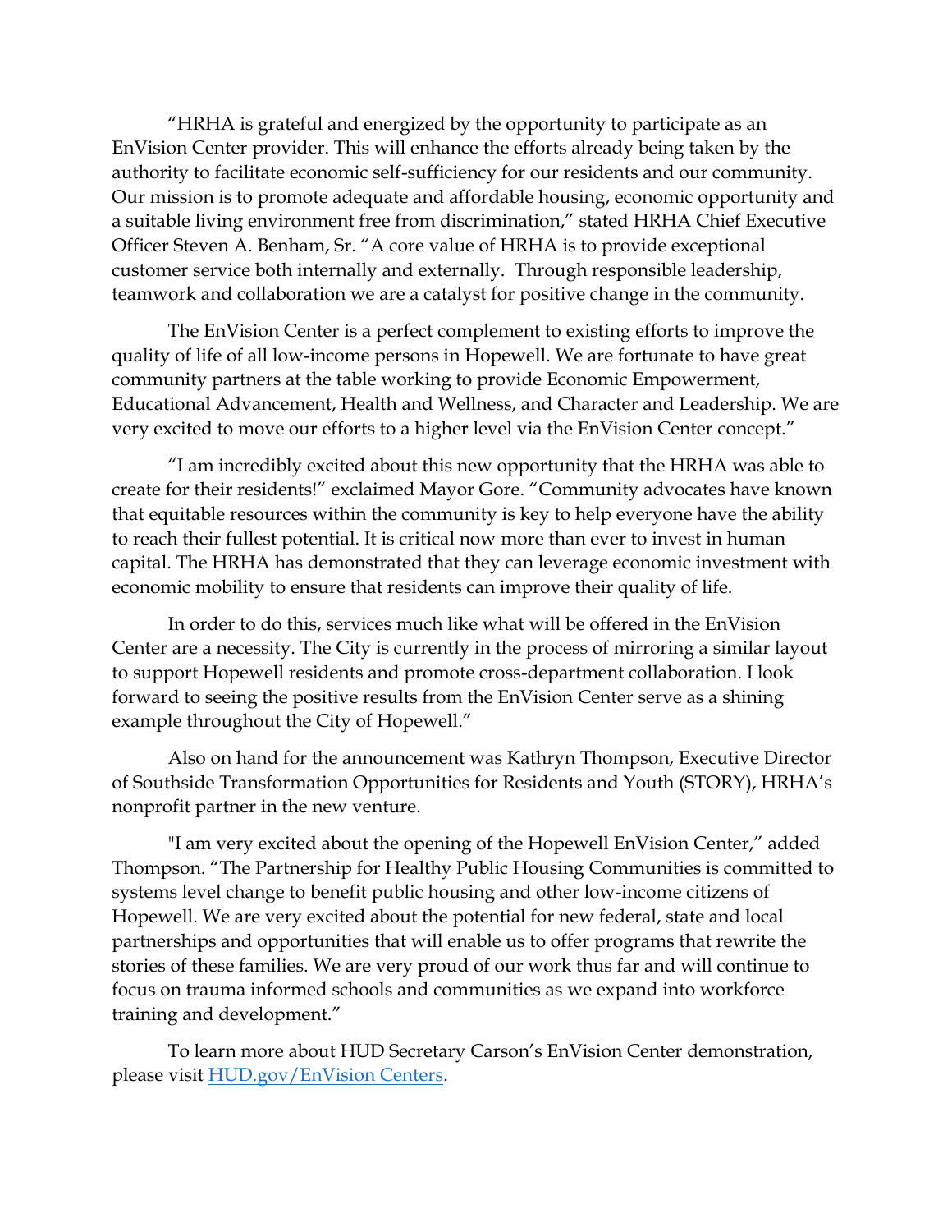“HRHA is grateful and energized by the opportunity to participate as an EnVision Center provider. This will enhance the efforts already being taken by the authority to facilitate economic self-sufficiency for our residents and our community. Our mission is to promote adequate and affordable housing, economic opportunity and a suitable living environment free from discrimination,” stated HRHA Chief Executive Officer Steven A. Benham, Sr. “A core value of HRHA is to provide exceptional customer service both internally and externally. Through responsible leadership, teamwork and collaboration we are a catalyst for positive change in the community.

The EnVision Center is a perfect complement to existing efforts to improve the quality of life of all low-income persons in Hopewell. We are fortunate to have great community partners at the table working to provide Economic Empowerment, Educational Advancement, Health and Wellness, and Character and Leadership. We are very excited to move our efforts to a higher level via the EnVision Center concept.”

“I am incredibly excited about this new opportunity that the HRHA was able to create for their residents!” exclaimed Mayor Gore. “Community advocates have known that equitable resources within the community is key to help everyone have the ability to reach their fullest potential. It is critical now more than ever to invest in human capital. The HRHA has demonstrated that they can leverage economic investment with economic mobility to ensure that residents can improve their quality of life.

In order to do this, services much like what will be offered in the EnVision Center are a necessity. The City is currently in the process of mirroring a similar layout to support Hopewell residents and promote cross-department collaboration. I look forward to seeing the positive results from the EnVision Center serve as a shining example throughout the City of Hopewell.”

Also on hand for the announcement was Kathryn Thompson, Executive Director of Southside Transformation Opportunities for Residents and Youth (STORY), HRHA’s nonprofit partner in the new venture.

"I am very excited about the opening of the Hopewell EnVision Center,” added Thompson. “The Partnership for Healthy Public Housing Communities is committed to systems level change to benefit public housing and other low-income citizens of Hopewell. We are very excited about the potential for new federal, state and local partnerships and opportunities that will enable us to offer programs that rewrite the stories of these families. We are very proud of our work thus far and will continue to focus on trauma informed schools and communities as we expand into workforce training and development.”

To learn more about HUD Secretary Carson’s EnVision Center demonstration, please visit HUD.gov/EnVision Centers.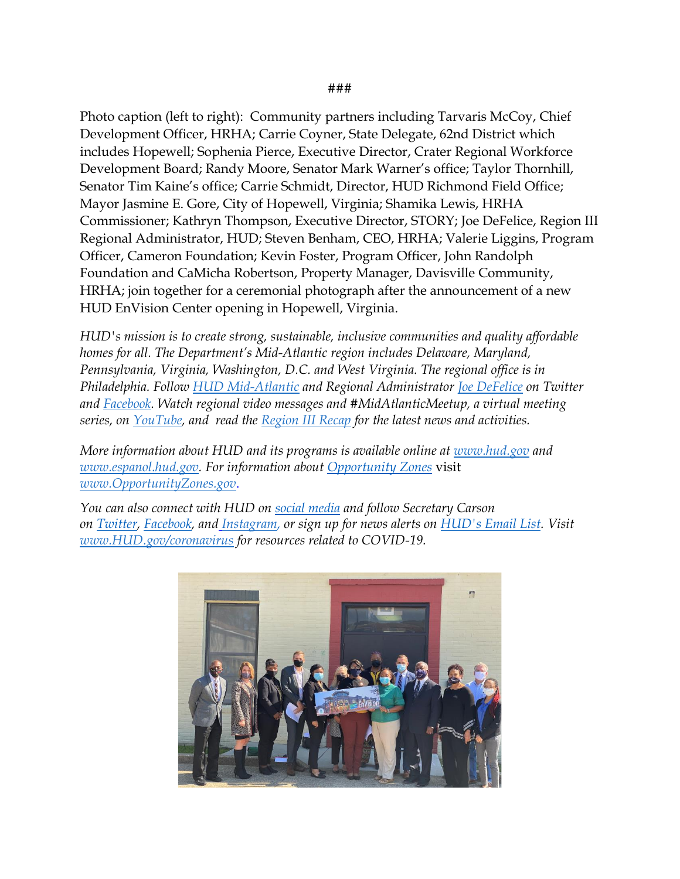###

Photo caption (left to right): Community partners including Tarvaris McCoy, Chief Development Officer, HRHA; Carrie Coyner, State Delegate, 62nd District which includes Hopewell; Sophenia Pierce, Executive Director, Crater Regional Workforce Development Board; Randy Moore, Senator Mark Warner's office; Taylor Thornhill, Senator Tim Kaine's office; Carrie Schmidt, Director, HUD Richmond Field Office; Mayor Jasmine E. Gore, City of Hopewell, Virginia; Shamika Lewis, HRHA Commissioner; Kathryn Thompson, Executive Director, STORY; Joe DeFelice, Region III Regional Administrator, HUD; Steven Benham, CEO, HRHA; Valerie Liggins, Program Officer, Cameron Foundation; Kevin Foster, Program Officer, John Randolph Foundation and CaMicha Robertson, Property Manager, Davisville Community, HRHA; join together for a ceremonial photograph after the announcement of a new HUD EnVision Center opening in Hopewell, Virginia.

*HUD's mission is to create strong, sustainable, inclusive communities and quality affordable homes for all. The Department's Mid-Atlantic region includes Delaware, Maryland, Pennsylvania, Virginia, Washington, D.C. and West Virginia. The regional office is in Philadelphia. Follow [HUD Mid-Atlantic] and Regional Administrator [Joe DeFelice] on Twitter and [Facebook]. Watch regional video messages and #MidAtlanticMeetup, a virtual meeting series, on [YouTube], and read the [Region III Recap] for the latest news and activities.*

*More information about HUD and its programs is available online at [www.hud.gov] and [www.espanol.hud.gov]. For information about [Opportunity Zones]* visit *[www.OpportunityZones.gov].*

*You can also connect with HUD on [social media] and follow Secretary Carson on [Twitter], [Facebook], and [Instagram], or sign up for news alerts on [HUD's Email List]. Visit [www.HUD.gov/coronavirus] for resources related to COVID-19.*